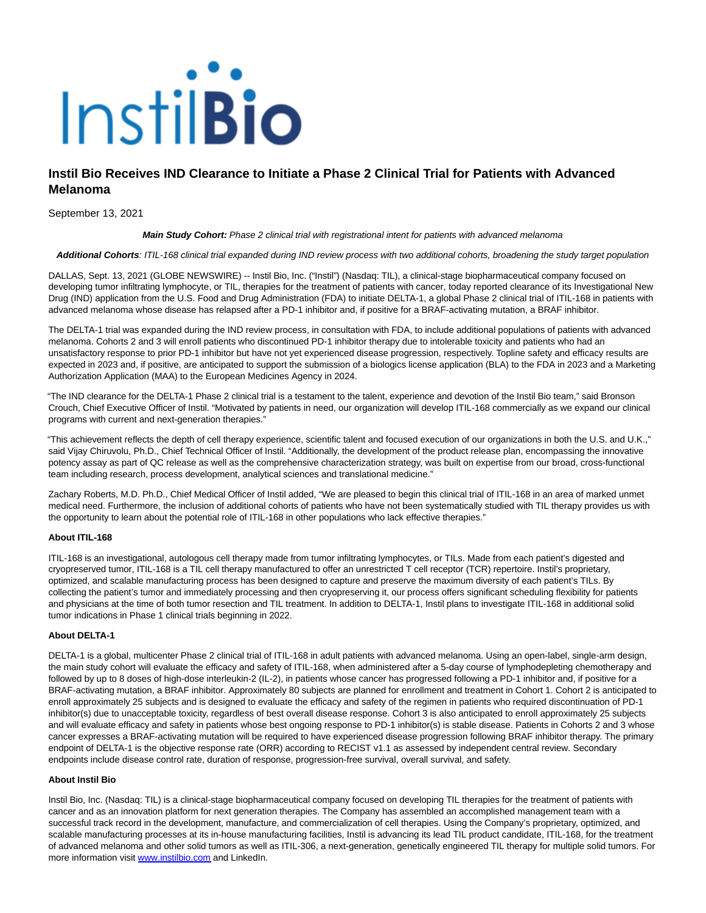# Instil Bio Receives IND Clearance to Initiate a Phase 2 Clinical Trial for Patients with Advanced Melanoma

September 13, 2021

***Main Study Cohort:*** *Phase 2 clinical trial with registrational intent for patients with advanced melanoma*

***Additional Cohorts****: ITIL-168 clinical trial expanded during IND review process with two additional cohorts, broadening the study target population*

DALLAS, Sept. 13, 2021 (GLOBE NEWSWIRE) -- Instil Bio, Inc. ("Instil") (Nasdaq: TIL), a clinical-stage biopharmaceutical company focused on developing tumor infiltrating lymphocyte, or TIL, therapies for the treatment of patients with cancer, today reported clearance of its Investigational New Drug (IND) application from the U.S. Food and Drug Administration (FDA) to initiate DELTA-1, a global Phase 2 clinical trial of ITIL-168 in patients with advanced melanoma whose disease has relapsed after a PD-1 inhibitor and, if positive for a BRAF-activating mutation, a BRAF inhibitor.

The DELTA-1 trial was expanded during the IND review process, in consultation with FDA, to include additional populations of patients with advanced melanoma. Cohorts 2 and 3 will enroll patients who discontinued PD-1 inhibitor therapy due to intolerable toxicity and patients who had an unsatisfactory response to prior PD-1 inhibitor but have not yet experienced disease progression, respectively. Topline safety and efficacy results are expected in 2023 and, if positive, are anticipated to support the submission of a biologics license application (BLA) to the FDA in 2023 and a Marketing Authorization Application (MAA) to the European Medicines Agency in 2024.

"The IND clearance for the DELTA-1 Phase 2 clinical trial is a testament to the talent, experience and devotion of the Instil Bio team," said Bronson Crouch, Chief Executive Officer of Instil. "Motivated by patients in need, our organization will develop ITIL-168 commercially as we expand our clinical programs with current and next-generation therapies."

"This achievement reflects the depth of cell therapy experience, scientific talent and focused execution of our organizations in both the U.S. and U.K.," said Vijay Chiruvolu, Ph.D., Chief Technical Officer of Instil. "Additionally, the development of the product release plan, encompassing the innovative potency assay as part of QC release as well as the comprehensive characterization strategy, was built on expertise from our broad, cross-functional team including research, process development, analytical sciences and translational medicine."

Zachary Roberts, M.D. Ph.D., Chief Medical Officer of Instil added, "We are pleased to begin this clinical trial of ITIL-168 in an area of marked unmet medical need. Furthermore, the inclusion of additional cohorts of patients who have not been systematically studied with TIL therapy provides us with the opportunity to learn about the potential role of ITIL-168 in other populations who lack effective therapies."

**About ITIL-168**

ITIL-168 is an investigational, autologous cell therapy made from tumor infiltrating lymphocytes, or TILs. Made from each patient's digested and cryopreserved tumor, ITIL-168 is a TIL cell therapy manufactured to offer an unrestricted T cell receptor (TCR) repertoire. Instil's proprietary, optimized, and scalable manufacturing process has been designed to capture and preserve the maximum diversity of each patient's TILs. By collecting the patient's tumor and immediately processing and then cryopreserving it, our process offers significant scheduling flexibility for patients and physicians at the time of both tumor resection and TIL treatment. In addition to DELTA-1, Instil plans to investigate ITIL-168 in additional solid tumor indications in Phase 1 clinical trials beginning in 2022.

**About DELTA-1**

DELTA-1 is a global, multicenter Phase 2 clinical trial of ITIL-168 in adult patients with advanced melanoma. Using an open-label, single-arm design, the main study cohort will evaluate the efficacy and safety of ITIL-168, when administered after a 5-day course of lymphodepleting chemotherapy and followed by up to 8 doses of high-dose interleukin-2 (IL-2), in patients whose cancer has progressed following a PD-1 inhibitor and, if positive for a BRAF-activating mutation, a BRAF inhibitor. Approximately 80 subjects are planned for enrollment and treatment in Cohort 1. Cohort 2 is anticipated to enroll approximately 25 subjects and is designed to evaluate the efficacy and safety of the regimen in patients who required discontinuation of PD-1 inhibitor(s) due to unacceptable toxicity, regardless of best overall disease response. Cohort 3 is also anticipated to enroll approximately 25 subjects and will evaluate efficacy and safety in patients whose best ongoing response to PD-1 inhibitor(s) is stable disease. Patients in Cohorts 2 and 3 whose cancer expresses a BRAF-activating mutation will be required to have experienced disease progression following BRAF inhibitor therapy. The primary endpoint of DELTA-1 is the objective response rate (ORR) according to RECIST v1.1 as assessed by independent central review. Secondary endpoints include disease control rate, duration of response, progression-free survival, overall survival, and safety.

**About Instil Bio**

Instil Bio, Inc. (Nasdaq: TIL) is a clinical-stage biopharmaceutical company focused on developing TIL therapies for the treatment of patients with cancer and as an innovation platform for next generation therapies. The Company has assembled an accomplished management team with a successful track record in the development, manufacture, and commercialization of cell therapies. Using the Company's proprietary, optimized, and scalable manufacturing processes at its in-house manufacturing facilities, Instil is advancing its lead TIL product candidate, ITIL-168, for the treatment of advanced melanoma and other solid tumors as well as ITIL-306, a next-generation, genetically engineered TIL therapy for multiple solid tumors. For more information visit www.instilbio.com and LinkedIn.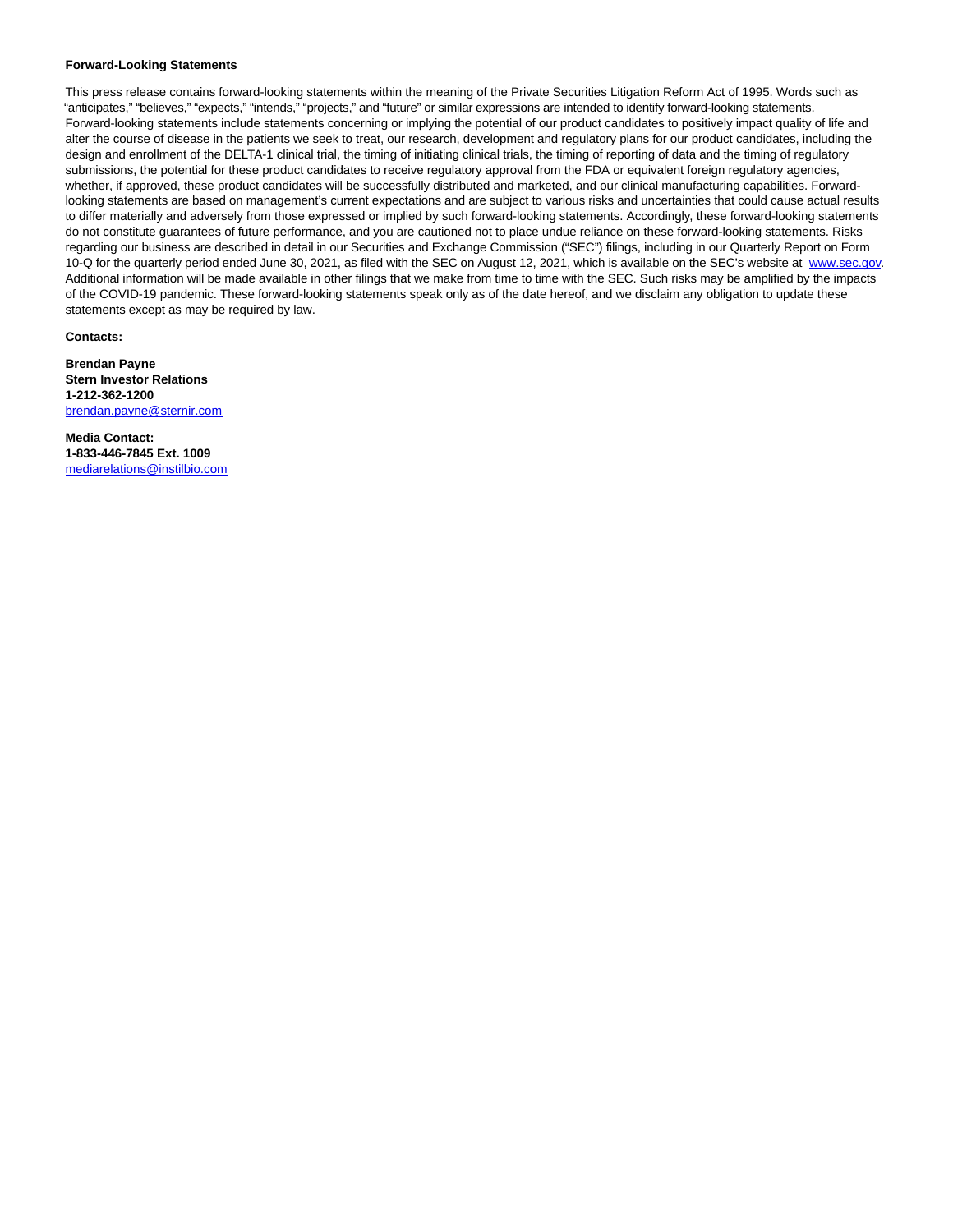**Forward-Looking Statements**

This press release contains forward-looking statements within the meaning of the Private Securities Litigation Reform Act of 1995. Words such as "anticipates," "believes," "expects," "intends," "projects," and "future" or similar expressions are intended to identify forward-looking statements. Forward-looking statements include statements concerning or implying the potential of our product candidates to positively impact quality of life and alter the course of disease in the patients we seek to treat, our research, development and regulatory plans for our product candidates, including the design and enrollment of the DELTA-1 clinical trial, the timing of initiating clinical trials, the timing of reporting of data and the timing of regulatory submissions, the potential for these product candidates to receive regulatory approval from the FDA or equivalent foreign regulatory agencies, whether, if approved, these product candidates will be successfully distributed and marketed, and our clinical manufacturing capabilities. Forward-looking statements are based on management's current expectations and are subject to various risks and uncertainties that could cause actual results to differ materially and adversely from those expressed or implied by such forward-looking statements. Accordingly, these forward-looking statements do not constitute guarantees of future performance, and you are cautioned not to place undue reliance on these forward-looking statements. Risks regarding our business are described in detail in our Securities and Exchange Commission ("SEC") filings, including in our Quarterly Report on Form 10-Q for the quarterly period ended June 30, 2021, as filed with the SEC on August 12, 2021, which is available on the SEC's website at www.sec.gov. Additional information will be made available in other filings that we make from time to time with the SEC. Such risks may be amplified by the impacts of the COVID-19 pandemic. These forward-looking statements speak only as of the date hereof, and we disclaim any obligation to update these statements except as may be required by law.

**Contacts:**

**Brendan Payne**
**Stern Investor Relations**
**1-212-362-1200**
brendan.payne@sternir.com

**Media Contact:**
**1-833-446-7845 Ext. 1009**
mediarelations@instilbio.com